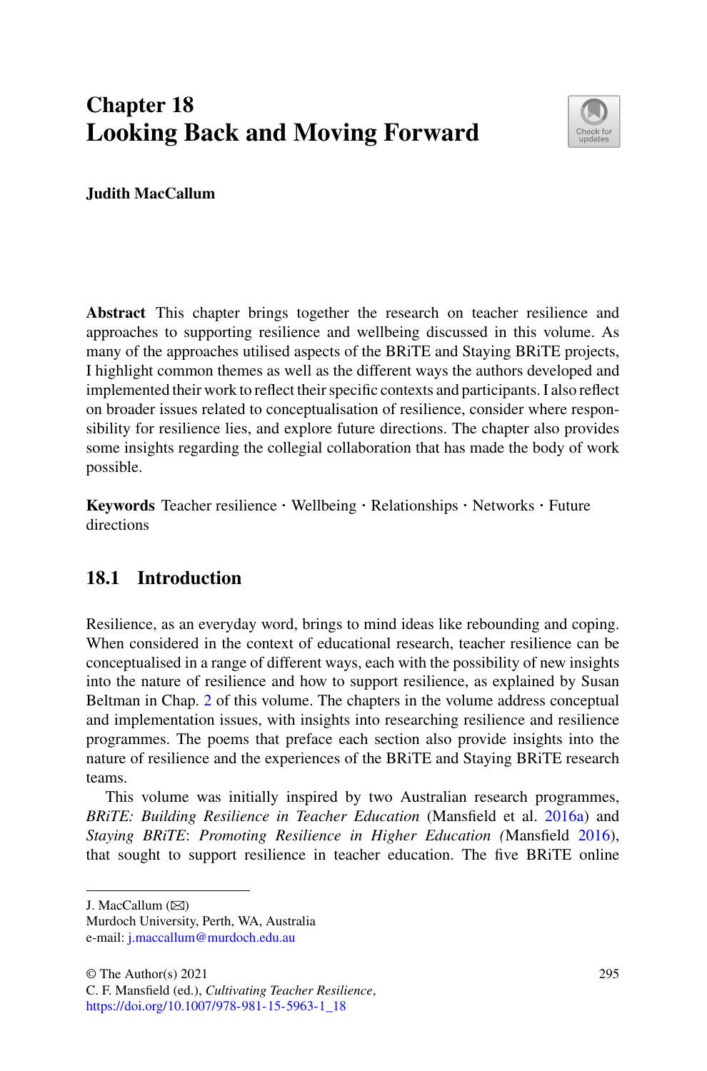# Chapter 18
# Looking Back and Moving Forward

**Judith MacCallum**

**Abstract** This chapter brings together the research on teacher resilience and approaches to supporting resilience and wellbeing discussed in this volume. As many of the approaches utilised aspects of the BRiTE and Staying BRiTE projects, I highlight common themes as well as the different ways the authors developed and implemented their work to reflect their specific contexts and participants. I also reflect on broader issues related to conceptualisation of resilience, consider where responsibility for resilience lies, and explore future directions. The chapter also provides some insights regarding the collegial collaboration that has made the body of work possible.

**Keywords** Teacher resilience · Wellbeing · Relationships · Networks · Future directions

## 18.1 Introduction

Resilience, as an everyday word, brings to mind ideas like rebounding and coping. When considered in the context of educational research, teacher resilience can be conceptualised in a range of different ways, each with the possibility of new insights into the nature of resilience and how to support resilience, as explained by Susan Beltman in Chap. 2 of this volume. The chapters in the volume address conceptual and implementation issues, with insights into researching resilience and resilience programmes. The poems that preface each section also provide insights into the nature of resilience and the experiences of the BRiTE and Staying BRiTE research teams.

This volume was initially inspired by two Australian research programmes, *BRiTE: Building Resilience in Teacher Education* (Mansfield et al. 2016a) and *Staying BRiTE*: *Promoting Resilience in Higher Education (*Mansfield 2016), that sought to support resilience in teacher education. The five BRiTE online

---

J. MacCallum (✉)
Murdoch University, Perth, WA, Australia
e-mail: j.maccallum@murdoch.edu.au

© The Author(s) 2021
C. F. Mansfield (ed.), *Cultivating Teacher Resilience*,
https://doi.org/10.1007/978-981-15-5963-1_18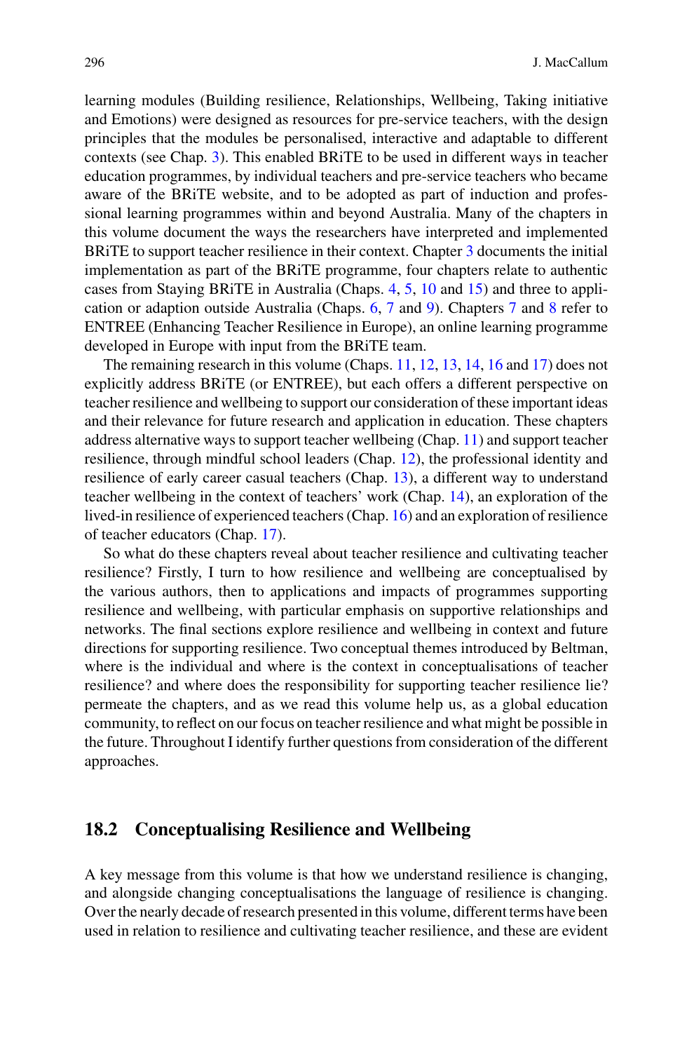learning modules (Building resilience, Relationships, Wellbeing, Taking initiative and Emotions) were designed as resources for pre-service teachers, with the design principles that the modules be personalised, interactive and adaptable to different contexts (see Chap. 3). This enabled BRiTE to be used in different ways in teacher education programmes, by individual teachers and pre-service teachers who became aware of the BRiTE website, and to be adopted as part of induction and professional learning programmes within and beyond Australia. Many of the chapters in this volume document the ways the researchers have interpreted and implemented BRiTE to support teacher resilience in their context. Chapter 3 documents the initial implementation as part of the BRiTE programme, four chapters relate to authentic cases from Staying BRiTE in Australia (Chaps. 4, 5, 10 and 15) and three to application or adaption outside Australia (Chaps. 6, 7 and 9). Chapters 7 and 8 refer to ENTREE (Enhancing Teacher Resilience in Europe), an online learning programme developed in Europe with input from the BRiTE team.

The remaining research in this volume (Chaps. 11, 12, 13, 14, 16 and 17) does not explicitly address BRiTE (or ENTREE), but each offers a different perspective on teacher resilience and wellbeing to support our consideration of these important ideas and their relevance for future research and application in education. These chapters address alternative ways to support teacher wellbeing (Chap. 11) and support teacher resilience, through mindful school leaders (Chap. 12), the professional identity and resilience of early career casual teachers (Chap. 13), a different way to understand teacher wellbeing in the context of teachers' work (Chap. 14), an exploration of the lived-in resilience of experienced teachers (Chap. 16) and an exploration of resilience of teacher educators (Chap. 17).

So what do these chapters reveal about teacher resilience and cultivating teacher resilience? Firstly, I turn to how resilience and wellbeing are conceptualised by the various authors, then to applications and impacts of programmes supporting resilience and wellbeing, with particular emphasis on supportive relationships and networks. The final sections explore resilience and wellbeing in context and future directions for supporting resilience. Two conceptual themes introduced by Beltman, where is the individual and where is the context in conceptualisations of teacher resilience? and where does the responsibility for supporting teacher resilience lie? permeate the chapters, and as we read this volume help us, as a global education community, to reflect on our focus on teacher resilience and what might be possible in the future. Throughout I identify further questions from consideration of the different approaches.

## 18.2 Conceptualising Resilience and Wellbeing

A key message from this volume is that how we understand resilience is changing, and alongside changing conceptualisations the language of resilience is changing. Over the nearly decade of research presented in this volume, different terms have been used in relation to resilience and cultivating teacher resilience, and these are evident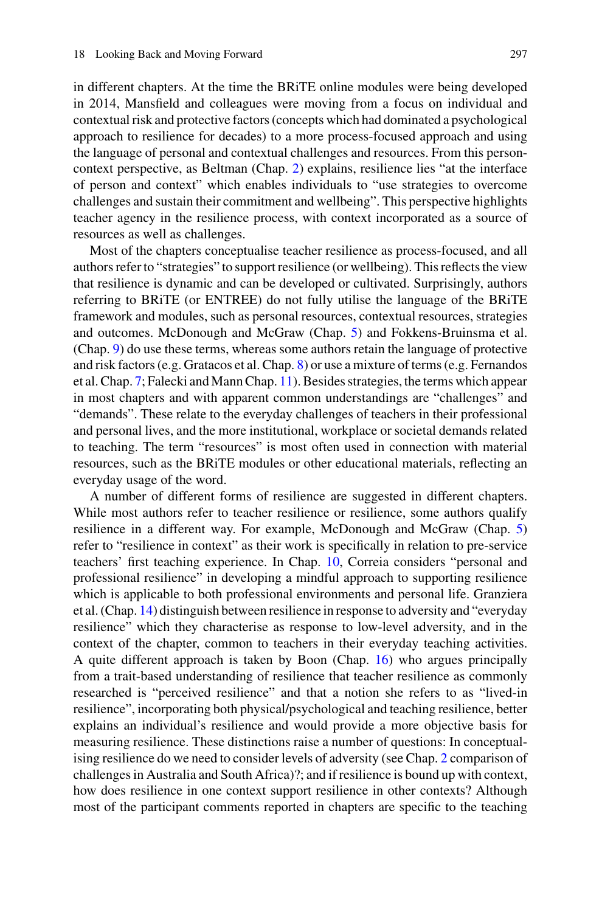in different chapters. At the time the BRiTE online modules were being developed in 2014, Mansfield and colleagues were moving from a focus on individual and contextual risk and protective factors (concepts which had dominated a psychological approach to resilience for decades) to a more process-focused approach and using the language of personal and contextual challenges and resources. From this person-context perspective, as Beltman (Chap. 2) explains, resilience lies "at the interface of person and context" which enables individuals to "use strategies to overcome challenges and sustain their commitment and wellbeing". This perspective highlights teacher agency in the resilience process, with context incorporated as a source of resources as well as challenges.

Most of the chapters conceptualise teacher resilience as process-focused, and all authors refer to "strategies" to support resilience (or wellbeing). This reflects the view that resilience is dynamic and can be developed or cultivated. Surprisingly, authors referring to BRiTE (or ENTREE) do not fully utilise the language of the BRiTE framework and modules, such as personal resources, contextual resources, strategies and outcomes. McDonough and McGraw (Chap. 5) and Fokkens-Bruinsma et al. (Chap. 9) do use these terms, whereas some authors retain the language of protective and risk factors (e.g. Gratacos et al. Chap. 8) or use a mixture of terms (e.g. Fernandos et al. Chap. 7; Falecki and Mann Chap. 11). Besides strategies, the terms which appear in most chapters and with apparent common understandings are "challenges" and "demands". These relate to the everyday challenges of teachers in their professional and personal lives, and the more institutional, workplace or societal demands related to teaching. The term "resources" is most often used in connection with material resources, such as the BRiTE modules or other educational materials, reflecting an everyday usage of the word.

A number of different forms of resilience are suggested in different chapters. While most authors refer to teacher resilience or resilience, some authors qualify resilience in a different way. For example, McDonough and McGraw (Chap. 5) refer to "resilience in context" as their work is specifically in relation to pre-service teachers' first teaching experience. In Chap. 10, Correia considers "personal and professional resilience" in developing a mindful approach to supporting resilience which is applicable to both professional environments and personal life. Granziera et al. (Chap. 14) distinguish between resilience in response to adversity and "everyday resilience" which they characterise as response to low-level adversity, and in the context of the chapter, common to teachers in their everyday teaching activities. A quite different approach is taken by Boon (Chap. 16) who argues principally from a trait-based understanding of resilience that teacher resilience as commonly researched is "perceived resilience" and that a notion she refers to as "lived-in resilience", incorporating both physical/psychological and teaching resilience, better explains an individual's resilience and would provide a more objective basis for measuring resilience. These distinctions raise a number of questions: In conceptualising resilience do we need to consider levels of adversity (see Chap. 2 comparison of challenges in Australia and South Africa)?; and if resilience is bound up with context, how does resilience in one context support resilience in other contexts? Although most of the participant comments reported in chapters are specific to the teaching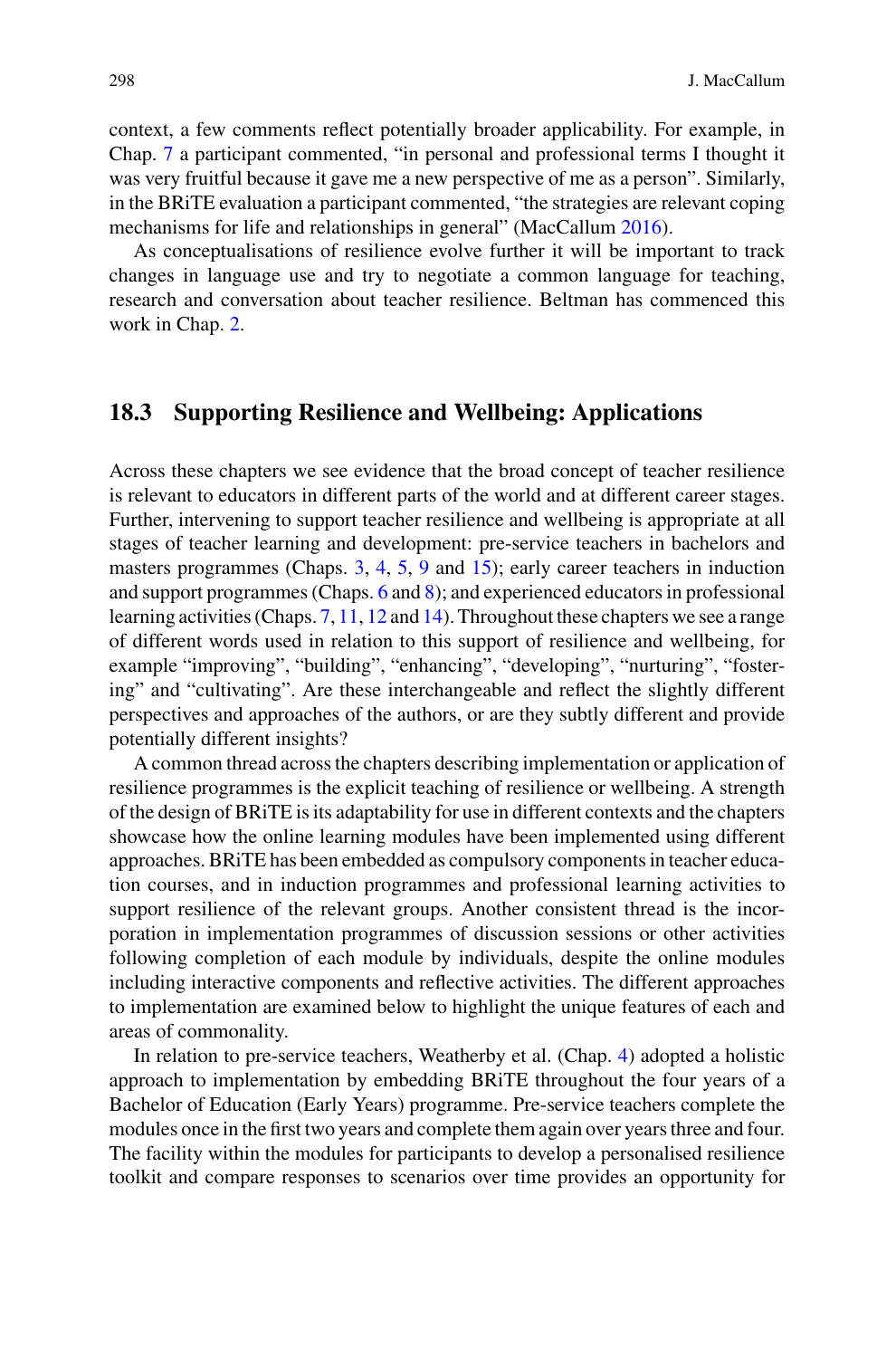context, a few comments reflect potentially broader applicability. For example, in Chap. 7 a participant commented, "in personal and professional terms I thought it was very fruitful because it gave me a new perspective of me as a person". Similarly, in the BRiTE evaluation a participant commented, "the strategies are relevant coping mechanisms for life and relationships in general" (MacCallum 2016).

As conceptualisations of resilience evolve further it will be important to track changes in language use and try to negotiate a common language for teaching, research and conversation about teacher resilience. Beltman has commenced this work in Chap. 2.

## 18.3 Supporting Resilience and Wellbeing: Applications

Across these chapters we see evidence that the broad concept of teacher resilience is relevant to educators in different parts of the world and at different career stages. Further, intervening to support teacher resilience and wellbeing is appropriate at all stages of teacher learning and development: pre-service teachers in bachelors and masters programmes (Chaps. 3, 4, 5, 9 and 15); early career teachers in induction and support programmes (Chaps. 6 and 8); and experienced educators in professional learning activities (Chaps. 7, 11, 12 and 14). Throughout these chapters we see a range of different words used in relation to this support of resilience and wellbeing, for example "improving", "building", "enhancing", "developing", "nurturing", "fostering" and "cultivating". Are these interchangeable and reflect the slightly different perspectives and approaches of the authors, or are they subtly different and provide potentially different insights?

A common thread across the chapters describing implementation or application of resilience programmes is the explicit teaching of resilience or wellbeing. A strength of the design of BRiTE is its adaptability for use in different contexts and the chapters showcase how the online learning modules have been implemented using different approaches. BRiTE has been embedded as compulsory components in teacher education courses, and in induction programmes and professional learning activities to support resilience of the relevant groups. Another consistent thread is the incorporation in implementation programmes of discussion sessions or other activities following completion of each module by individuals, despite the online modules including interactive components and reflective activities. The different approaches to implementation are examined below to highlight the unique features of each and areas of commonality.

In relation to pre-service teachers, Weatherby et al. (Chap. 4) adopted a holistic approach to implementation by embedding BRiTE throughout the four years of a Bachelor of Education (Early Years) programme. Pre-service teachers complete the modules once in the first two years and complete them again over years three and four. The facility within the modules for participants to develop a personalised resilience toolkit and compare responses to scenarios over time provides an opportunity for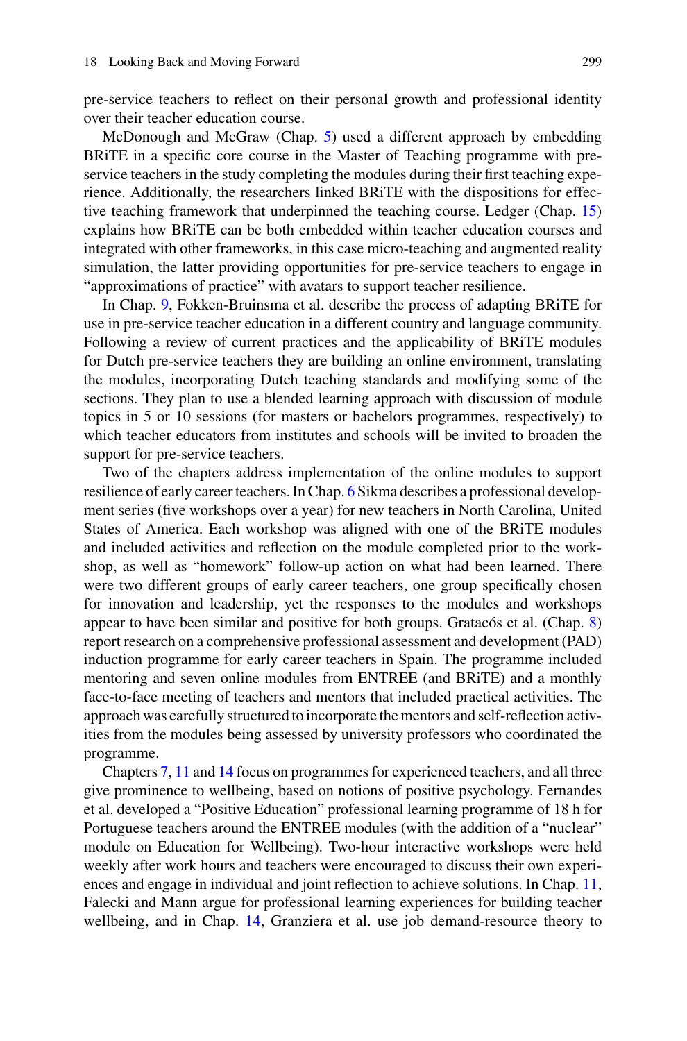pre-service teachers to reflect on their personal growth and professional identity over their teacher education course.

McDonough and McGraw (Chap. 5) used a different approach by embedding BRiTE in a specific core course in the Master of Teaching programme with pre-service teachers in the study completing the modules during their first teaching experience. Additionally, the researchers linked BRiTE with the dispositions for effective teaching framework that underpinned the teaching course. Ledger (Chap. 15) explains how BRiTE can be both embedded within teacher education courses and integrated with other frameworks, in this case micro-teaching and augmented reality simulation, the latter providing opportunities for pre-service teachers to engage in "approximations of practice" with avatars to support teacher resilience.

In Chap. 9, Fokken-Bruinsma et al. describe the process of adapting BRiTE for use in pre-service teacher education in a different country and language community. Following a review of current practices and the applicability of BRiTE modules for Dutch pre-service teachers they are building an online environment, translating the modules, incorporating Dutch teaching standards and modifying some of the sections. They plan to use a blended learning approach with discussion of module topics in 5 or 10 sessions (for masters or bachelors programmes, respectively) to which teacher educators from institutes and schools will be invited to broaden the support for pre-service teachers.

Two of the chapters address implementation of the online modules to support resilience of early career teachers. In Chap. 6 Sikma describes a professional development series (five workshops over a year) for new teachers in North Carolina, United States of America. Each workshop was aligned with one of the BRiTE modules and included activities and reflection on the module completed prior to the workshop, as well as "homework" follow-up action on what had been learned. There were two different groups of early career teachers, one group specifically chosen for innovation and leadership, yet the responses to the modules and workshops appear to have been similar and positive for both groups. Gratacós et al. (Chap. 8) report research on a comprehensive professional assessment and development (PAD) induction programme for early career teachers in Spain. The programme included mentoring and seven online modules from ENTREE (and BRiTE) and a monthly face-to-face meeting of teachers and mentors that included practical activities. The approach was carefully structured to incorporate the mentors and self-reflection activities from the modules being assessed by university professors who coordinated the programme.

Chapters 7, 11 and 14 focus on programmes for experienced teachers, and all three give prominence to wellbeing, based on notions of positive psychology. Fernandes et al. developed a "Positive Education" professional learning programme of 18 h for Portuguese teachers around the ENTREE modules (with the addition of a "nuclear" module on Education for Wellbeing). Two-hour interactive workshops were held weekly after work hours and teachers were encouraged to discuss their own experiences and engage in individual and joint reflection to achieve solutions. In Chap. 11, Falecki and Mann argue for professional learning experiences for building teacher wellbeing, and in Chap. 14, Granziera et al. use job demand-resource theory to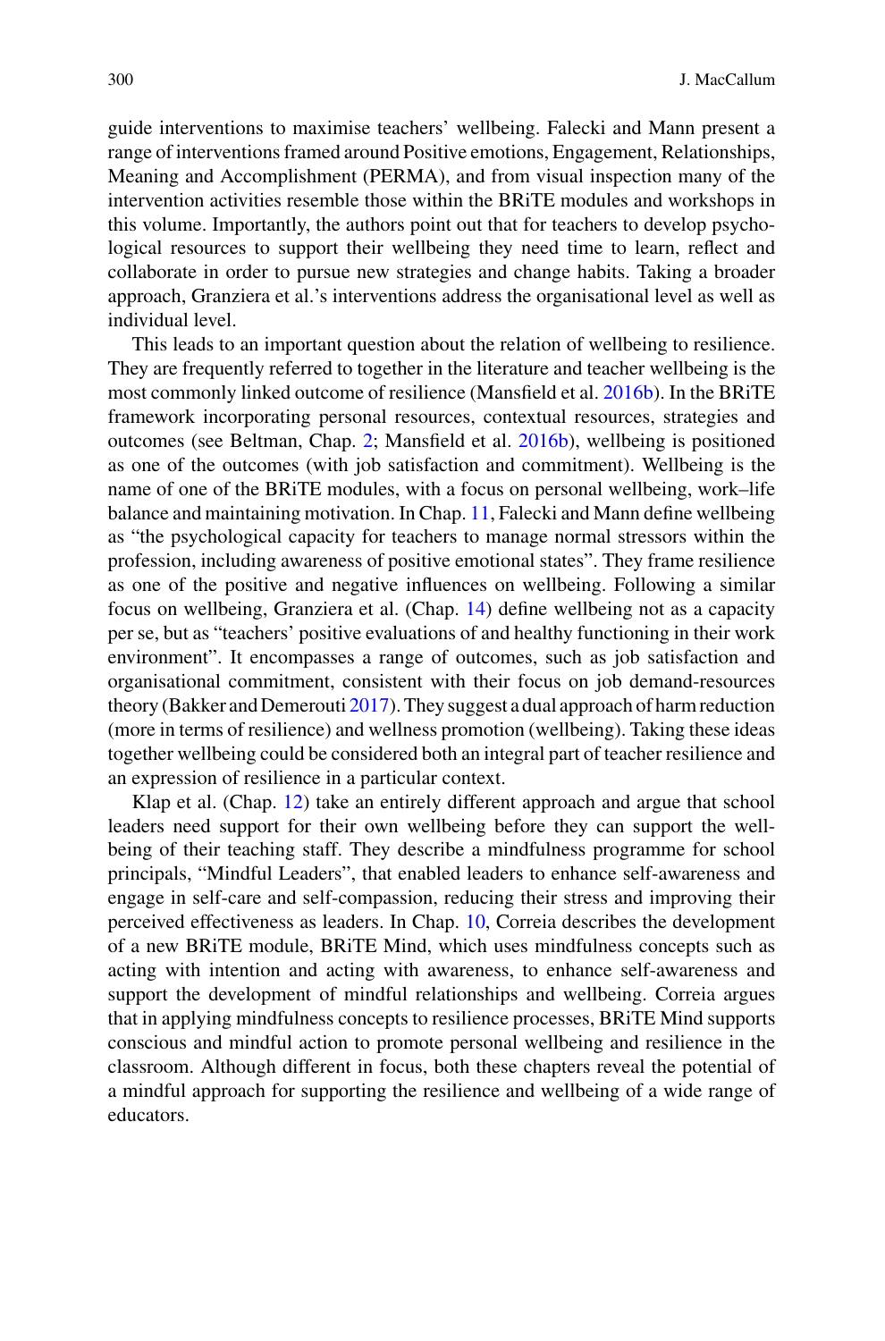guide interventions to maximise teachers' wellbeing. Falecki and Mann present a range of interventions framed around Positive emotions, Engagement, Relationships, Meaning and Accomplishment (PERMA), and from visual inspection many of the intervention activities resemble those within the BRiTE modules and workshops in this volume. Importantly, the authors point out that for teachers to develop psychological resources to support their wellbeing they need time to learn, reflect and collaborate in order to pursue new strategies and change habits. Taking a broader approach, Granziera et al.'s interventions address the organisational level as well as individual level.

This leads to an important question about the relation of wellbeing to resilience. They are frequently referred to together in the literature and teacher wellbeing is the most commonly linked outcome of resilience (Mansfield et al. 2016b). In the BRiTE framework incorporating personal resources, contextual resources, strategies and outcomes (see Beltman, Chap. 2; Mansfield et al. 2016b), wellbeing is positioned as one of the outcomes (with job satisfaction and commitment). Wellbeing is the name of one of the BRiTE modules, with a focus on personal wellbeing, work–life balance and maintaining motivation. In Chap. 11, Falecki and Mann define wellbeing as "the psychological capacity for teachers to manage normal stressors within the profession, including awareness of positive emotional states". They frame resilience as one of the positive and negative influences on wellbeing. Following a similar focus on wellbeing, Granziera et al. (Chap. 14) define wellbeing not as a capacity per se, but as "teachers' positive evaluations of and healthy functioning in their work environment". It encompasses a range of outcomes, such as job satisfaction and organisational commitment, consistent with their focus on job demand-resources theory (Bakker and Demerouti 2017). They suggest a dual approach of harm reduction (more in terms of resilience) and wellness promotion (wellbeing). Taking these ideas together wellbeing could be considered both an integral part of teacher resilience and an expression of resilience in a particular context.

Klap et al. (Chap. 12) take an entirely different approach and argue that school leaders need support for their own wellbeing before they can support the wellbeing of their teaching staff. They describe a mindfulness programme for school principals, "Mindful Leaders", that enabled leaders to enhance self-awareness and engage in self-care and self-compassion, reducing their stress and improving their perceived effectiveness as leaders. In Chap. 10, Correia describes the development of a new BRiTE module, BRiTE Mind, which uses mindfulness concepts such as acting with intention and acting with awareness, to enhance self-awareness and support the development of mindful relationships and wellbeing. Correia argues that in applying mindfulness concepts to resilience processes, BRiTE Mind supports conscious and mindful action to promote personal wellbeing and resilience in the classroom. Although different in focus, both these chapters reveal the potential of a mindful approach for supporting the resilience and wellbeing of a wide range of educators.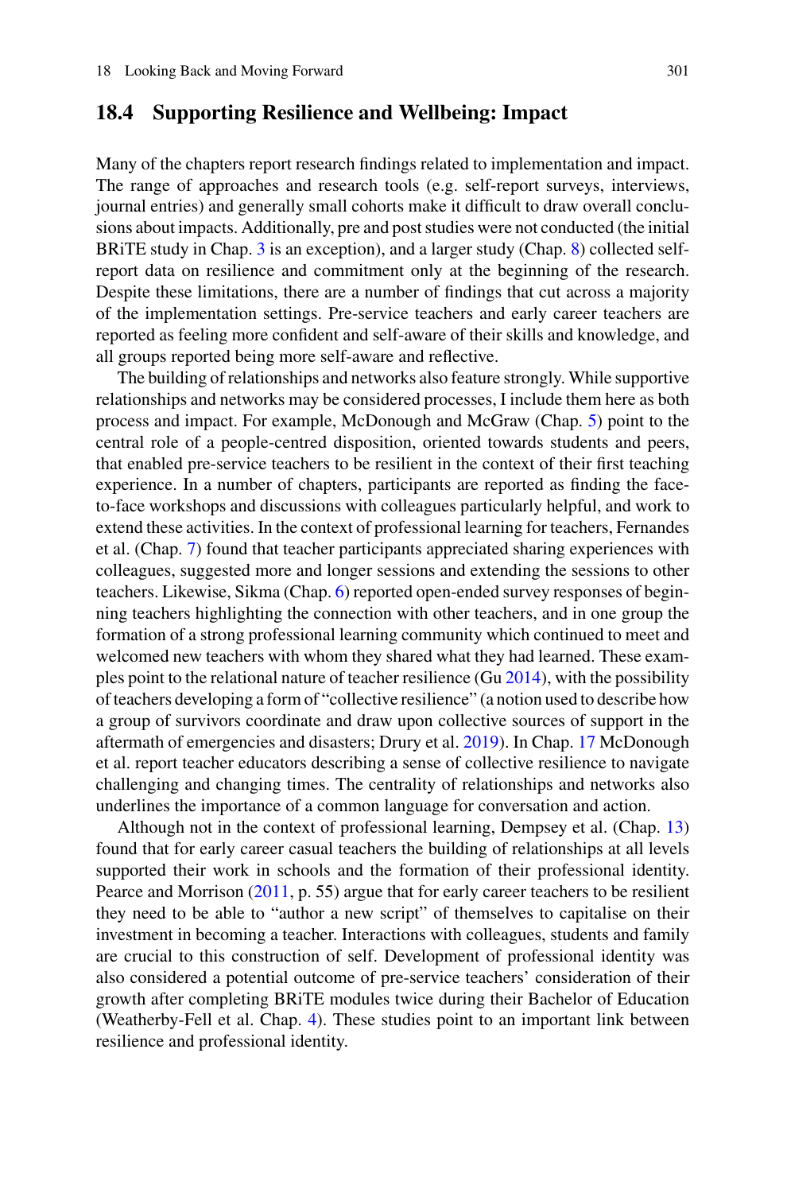## 18.4 Supporting Resilience and Wellbeing: Impact

Many of the chapters report research findings related to implementation and impact. The range of approaches and research tools (e.g. self-report surveys, interviews, journal entries) and generally small cohorts make it difficult to draw overall conclusions about impacts. Additionally, pre and post studies were not conducted (the initial BRiTE study in Chap. 3 is an exception), and a larger study (Chap. 8) collected self-report data on resilience and commitment only at the beginning of the research. Despite these limitations, there are a number of findings that cut across a majority of the implementation settings. Pre-service teachers and early career teachers are reported as feeling more confident and self-aware of their skills and knowledge, and all groups reported being more self-aware and reflective.

The building of relationships and networks also feature strongly. While supportive relationships and networks may be considered processes, I include them here as both process and impact. For example, McDonough and McGraw (Chap. 5) point to the central role of a people-centred disposition, oriented towards students and peers, that enabled pre-service teachers to be resilient in the context of their first teaching experience. In a number of chapters, participants are reported as finding the face-to-face workshops and discussions with colleagues particularly helpful, and work to extend these activities. In the context of professional learning for teachers, Fernandes et al. (Chap. 7) found that teacher participants appreciated sharing experiences with colleagues, suggested more and longer sessions and extending the sessions to other teachers. Likewise, Sikma (Chap. 6) reported open-ended survey responses of beginning teachers highlighting the connection with other teachers, and in one group the formation of a strong professional learning community which continued to meet and welcomed new teachers with whom they shared what they had learned. These examples point to the relational nature of teacher resilience (Gu 2014), with the possibility of teachers developing a form of "collective resilience" (a notion used to describe how a group of survivors coordinate and draw upon collective sources of support in the aftermath of emergencies and disasters; Drury et al. 2019). In Chap. 17 McDonough et al. report teacher educators describing a sense of collective resilience to navigate challenging and changing times. The centrality of relationships and networks also underlines the importance of a common language for conversation and action.

Although not in the context of professional learning, Dempsey et al. (Chap. 13) found that for early career casual teachers the building of relationships at all levels supported their work in schools and the formation of their professional identity. Pearce and Morrison (2011, p. 55) argue that for early career teachers to be resilient they need to be able to "author a new script" of themselves to capitalise on their investment in becoming a teacher. Interactions with colleagues, students and family are crucial to this construction of self. Development of professional identity was also considered a potential outcome of pre-service teachers' consideration of their growth after completing BRiTE modules twice during their Bachelor of Education (Weatherby-Fell et al. Chap. 4). These studies point to an important link between resilience and professional identity.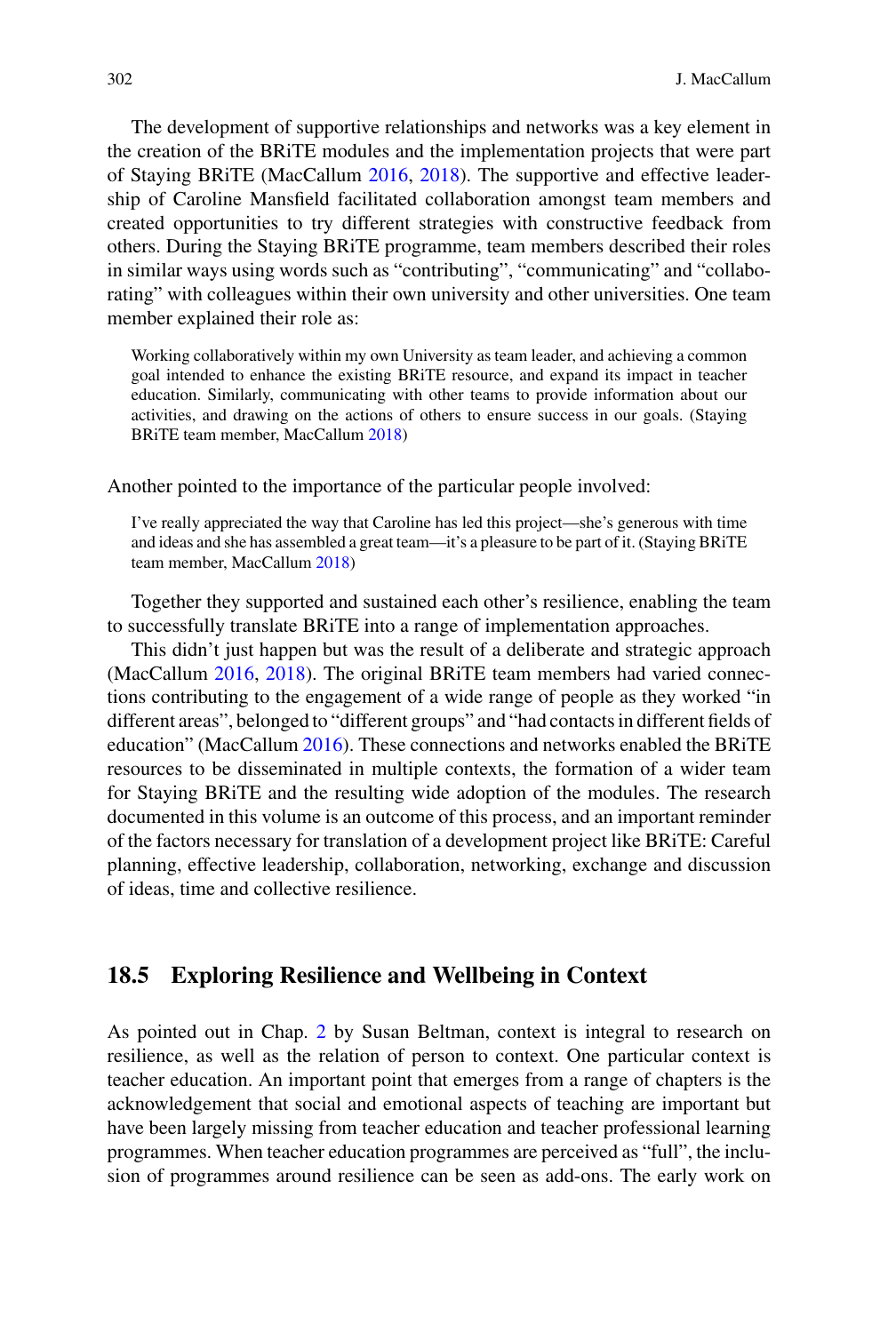The development of supportive relationships and networks was a key element in the creation of the BRiTE modules and the implementation projects that were part of Staying BRiTE (MacCallum 2016, 2018). The supportive and effective leadership of Caroline Mansfield facilitated collaboration amongst team members and created opportunities to try different strategies with constructive feedback from others. During the Staying BRiTE programme, team members described their roles in similar ways using words such as "contributing", "communicating" and "collaborating" with colleagues within their own university and other universities. One team member explained their role as:

> Working collaboratively within my own University as team leader, and achieving a common goal intended to enhance the existing BRiTE resource, and expand its impact in teacher education. Similarly, communicating with other teams to provide information about our activities, and drawing on the actions of others to ensure success in our goals. (Staying BRiTE team member, MacCallum 2018)

Another pointed to the importance of the particular people involved:

> I've really appreciated the way that Caroline has led this project—she's generous with time and ideas and she has assembled a great team—it's a pleasure to be part of it. (Staying BRiTE team member, MacCallum 2018)

Together they supported and sustained each other's resilience, enabling the team to successfully translate BRiTE into a range of implementation approaches.

This didn't just happen but was the result of a deliberate and strategic approach (MacCallum 2016, 2018). The original BRiTE team members had varied connections contributing to the engagement of a wide range of people as they worked "in different areas", belonged to "different groups" and "had contacts in different fields of education" (MacCallum 2016). These connections and networks enabled the BRiTE resources to be disseminated in multiple contexts, the formation of a wider team for Staying BRiTE and the resulting wide adoption of the modules. The research documented in this volume is an outcome of this process, and an important reminder of the factors necessary for translation of a development project like BRiTE: Careful planning, effective leadership, collaboration, networking, exchange and discussion of ideas, time and collective resilience.

## 18.5 Exploring Resilience and Wellbeing in Context

As pointed out in Chap. 2 by Susan Beltman, context is integral to research on resilience, as well as the relation of person to context. One particular context is teacher education. An important point that emerges from a range of chapters is the acknowledgement that social and emotional aspects of teaching are important but have been largely missing from teacher education and teacher professional learning programmes. When teacher education programmes are perceived as "full", the inclusion of programmes around resilience can be seen as add-ons. The early work on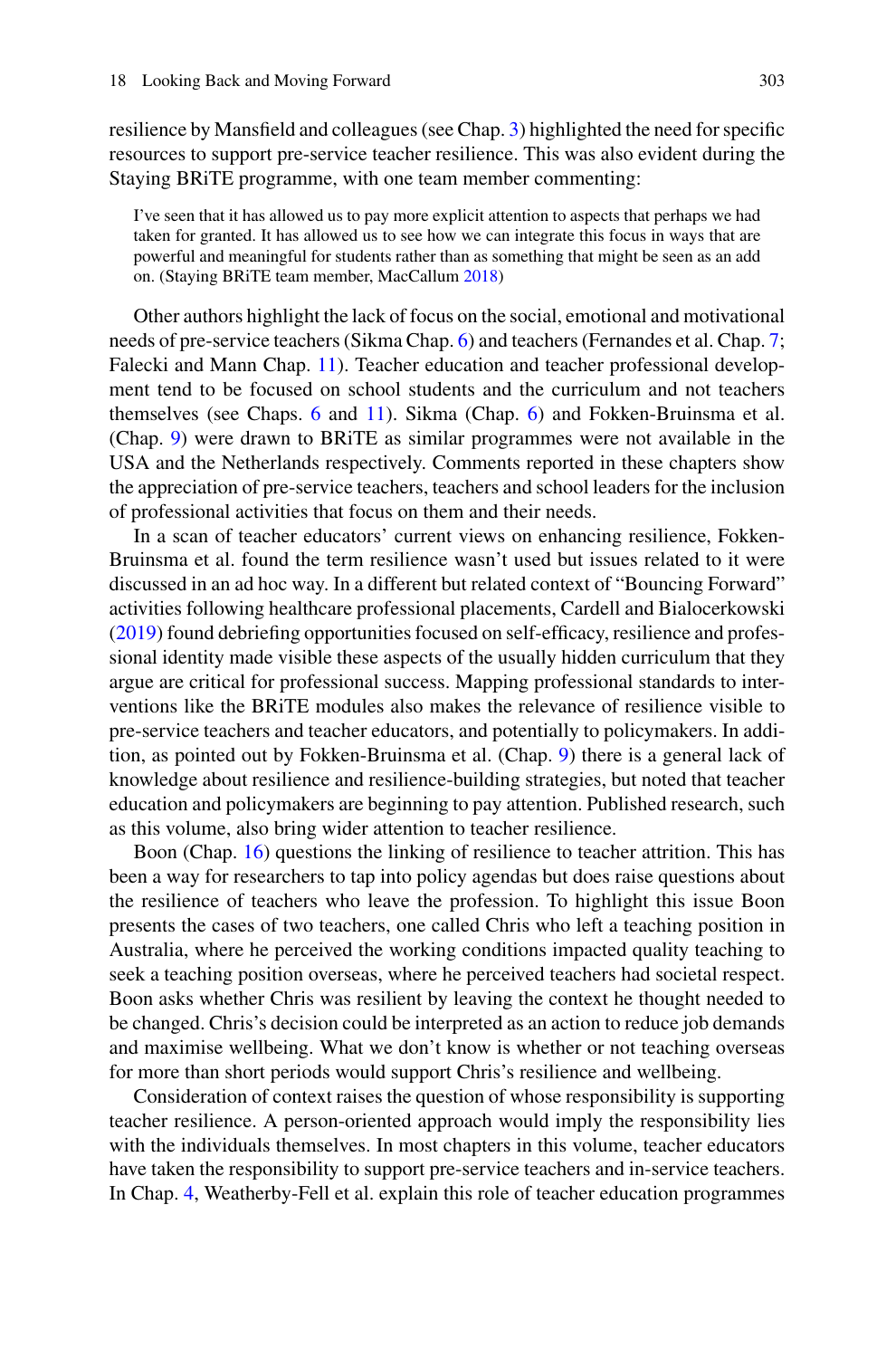resilience by Mansfield and colleagues (see Chap. 3) highlighted the need for specific resources to support pre-service teacher resilience. This was also evident during the Staying BRiTE programme, with one team member commenting:

> I've seen that it has allowed us to pay more explicit attention to aspects that perhaps we had taken for granted. It has allowed us to see how we can integrate this focus in ways that are powerful and meaningful for students rather than as something that might be seen as an add on. (Staying BRiTE team member, MacCallum 2018)

Other authors highlight the lack of focus on the social, emotional and motivational needs of pre-service teachers (Sikma Chap. 6) and teachers (Fernandes et al. Chap. 7; Falecki and Mann Chap. 11). Teacher education and teacher professional development tend to be focused on school students and the curriculum and not teachers themselves (see Chaps. 6 and 11). Sikma (Chap. 6) and Fokken-Bruinsma et al. (Chap. 9) were drawn to BRiTE as similar programmes were not available in the USA and the Netherlands respectively. Comments reported in these chapters show the appreciation of pre-service teachers, teachers and school leaders for the inclusion of professional activities that focus on them and their needs.

In a scan of teacher educators' current views on enhancing resilience, Fokken-Bruinsma et al. found the term resilience wasn't used but issues related to it were discussed in an ad hoc way. In a different but related context of "Bouncing Forward" activities following healthcare professional placements, Cardell and Bialocerkowski (2019) found debriefing opportunities focused on self-efficacy, resilience and professional identity made visible these aspects of the usually hidden curriculum that they argue are critical for professional success. Mapping professional standards to interventions like the BRiTE modules also makes the relevance of resilience visible to pre-service teachers and teacher educators, and potentially to policymakers. In addition, as pointed out by Fokken-Bruinsma et al. (Chap. 9) there is a general lack of knowledge about resilience and resilience-building strategies, but noted that teacher education and policymakers are beginning to pay attention. Published research, such as this volume, also bring wider attention to teacher resilience.

Boon (Chap. 16) questions the linking of resilience to teacher attrition. This has been a way for researchers to tap into policy agendas but does raise questions about the resilience of teachers who leave the profession. To highlight this issue Boon presents the cases of two teachers, one called Chris who left a teaching position in Australia, where he perceived the working conditions impacted quality teaching to seek a teaching position overseas, where he perceived teachers had societal respect. Boon asks whether Chris was resilient by leaving the context he thought needed to be changed. Chris's decision could be interpreted as an action to reduce job demands and maximise wellbeing. What we don't know is whether or not teaching overseas for more than short periods would support Chris's resilience and wellbeing.

Consideration of context raises the question of whose responsibility is supporting teacher resilience. A person-oriented approach would imply the responsibility lies with the individuals themselves. In most chapters in this volume, teacher educators have taken the responsibility to support pre-service teachers and in-service teachers. In Chap. 4, Weatherby-Fell et al. explain this role of teacher education programmes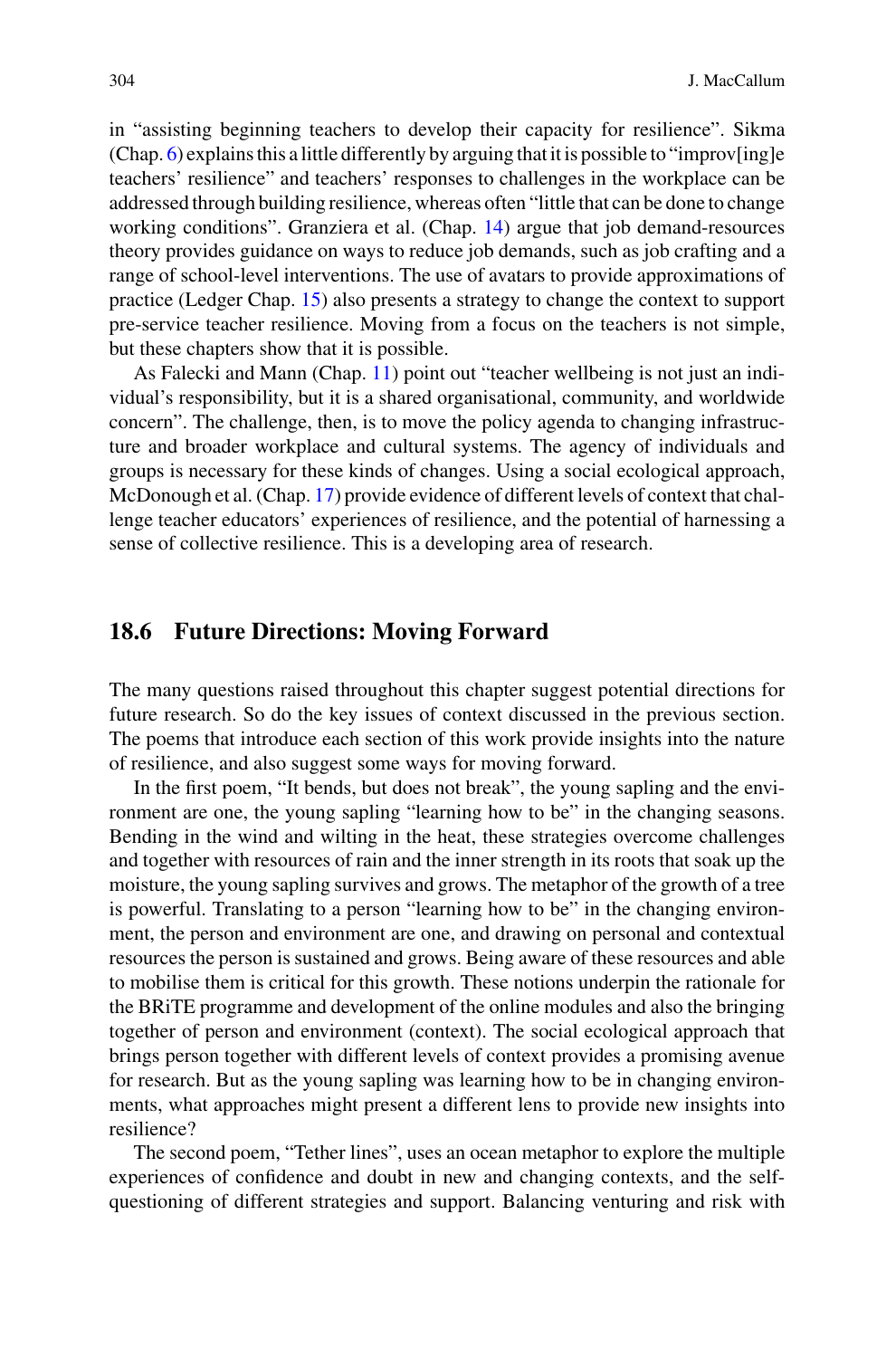in "assisting beginning teachers to develop their capacity for resilience". Sikma (Chap. 6) explains this a little differently by arguing that it is possible to "improv[ing]e teachers' resilience" and teachers' responses to challenges in the workplace can be addressed through building resilience, whereas often "little that can be done to change working conditions". Granziera et al. (Chap. 14) argue that job demand-resources theory provides guidance on ways to reduce job demands, such as job crafting and a range of school-level interventions. The use of avatars to provide approximations of practice (Ledger Chap. 15) also presents a strategy to change the context to support pre-service teacher resilience. Moving from a focus on the teachers is not simple, but these chapters show that it is possible.

As Falecki and Mann (Chap. 11) point out "teacher wellbeing is not just an individual's responsibility, but it is a shared organisational, community, and worldwide concern". The challenge, then, is to move the policy agenda to changing infrastructure and broader workplace and cultural systems. The agency of individuals and groups is necessary for these kinds of changes. Using a social ecological approach, McDonough et al. (Chap. 17) provide evidence of different levels of context that challenge teacher educators' experiences of resilience, and the potential of harnessing a sense of collective resilience. This is a developing area of research.

## 18.6 Future Directions: Moving Forward

The many questions raised throughout this chapter suggest potential directions for future research. So do the key issues of context discussed in the previous section. The poems that introduce each section of this work provide insights into the nature of resilience, and also suggest some ways for moving forward.

In the first poem, "It bends, but does not break", the young sapling and the environment are one, the young sapling "learning how to be" in the changing seasons. Bending in the wind and wilting in the heat, these strategies overcome challenges and together with resources of rain and the inner strength in its roots that soak up the moisture, the young sapling survives and grows. The metaphor of the growth of a tree is powerful. Translating to a person "learning how to be" in the changing environment, the person and environment are one, and drawing on personal and contextual resources the person is sustained and grows. Being aware of these resources and able to mobilise them is critical for this growth. These notions underpin the rationale for the BRiTE programme and development of the online modules and also the bringing together of person and environment (context). The social ecological approach that brings person together with different levels of context provides a promising avenue for research. But as the young sapling was learning how to be in changing environments, what approaches might present a different lens to provide new insights into resilience?

The second poem, "Tether lines", uses an ocean metaphor to explore the multiple experiences of confidence and doubt in new and changing contexts, and the self-questioning of different strategies and support. Balancing venturing and risk with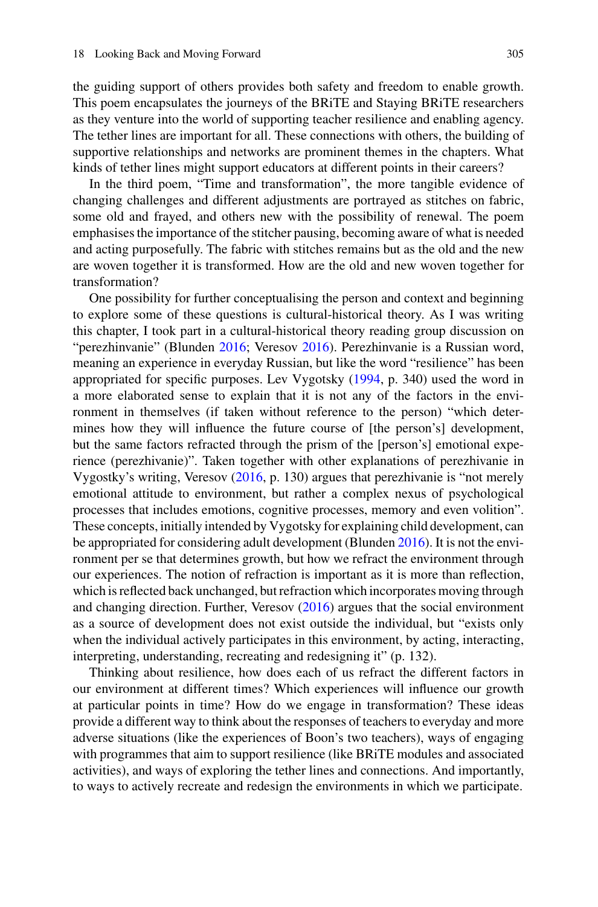the guiding support of others provides both safety and freedom to enable growth. This poem encapsulates the journeys of the BRiTE and Staying BRiTE researchers as they venture into the world of supporting teacher resilience and enabling agency. The tether lines are important for all. These connections with others, the building of supportive relationships and networks are prominent themes in the chapters. What kinds of tether lines might support educators at different points in their careers?

In the third poem, "Time and transformation", the more tangible evidence of changing challenges and different adjustments are portrayed as stitches on fabric, some old and frayed, and others new with the possibility of renewal. The poem emphasises the importance of the stitcher pausing, becoming aware of what is needed and acting purposefully. The fabric with stitches remains but as the old and the new are woven together it is transformed. How are the old and new woven together for transformation?

One possibility for further conceptualising the person and context and beginning to explore some of these questions is cultural-historical theory. As I was writing this chapter, I took part in a cultural-historical theory reading group discussion on "perezhinvanie" (Blunden 2016; Veresov 2016). Perezhinvanie is a Russian word, meaning an experience in everyday Russian, but like the word "resilience" has been appropriated for specific purposes. Lev Vygotsky (1994, p. 340) used the word in a more elaborated sense to explain that it is not any of the factors in the environment in themselves (if taken without reference to the person) "which determines how they will influence the future course of [the person's] development, but the same factors refracted through the prism of the [person's] emotional experience (perezhivanie)". Taken together with other explanations of perezhivanie in Vygostky's writing, Veresov (2016, p. 130) argues that perezhivanie is "not merely emotional attitude to environment, but rather a complex nexus of psychological processes that includes emotions, cognitive processes, memory and even volition". These concepts, initially intended by Vygotsky for explaining child development, can be appropriated for considering adult development (Blunden 2016). It is not the environment per se that determines growth, but how we refract the environment through our experiences. The notion of refraction is important as it is more than reflection, which is reflected back unchanged, but refraction which incorporates moving through and changing direction. Further, Veresov (2016) argues that the social environment as a source of development does not exist outside the individual, but "exists only when the individual actively participates in this environment, by acting, interacting, interpreting, understanding, recreating and redesigning it" (p. 132).

Thinking about resilience, how does each of us refract the different factors in our environment at different times? Which experiences will influence our growth at particular points in time? How do we engage in transformation? These ideas provide a different way to think about the responses of teachers to everyday and more adverse situations (like the experiences of Boon's two teachers), ways of engaging with programmes that aim to support resilience (like BRiTE modules and associated activities), and ways of exploring the tether lines and connections. And importantly, to ways to actively recreate and redesign the environments in which we participate.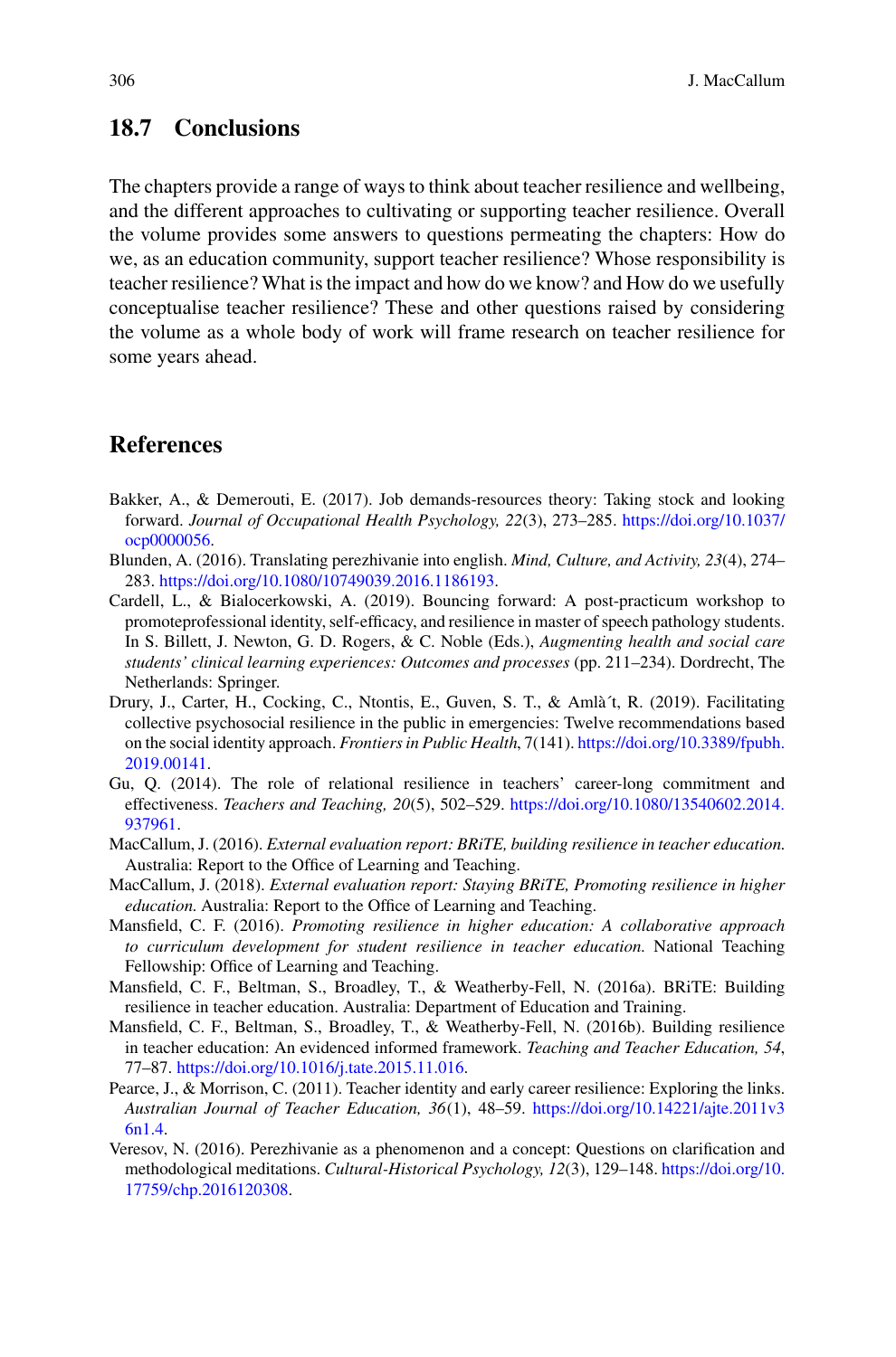## 18.7 Conclusions

The chapters provide a range of ways to think about teacher resilience and wellbeing, and the different approaches to cultivating or supporting teacher resilience. Overall the volume provides some answers to questions permeating the chapters: How do we, as an education community, support teacher resilience? Whose responsibility is teacher resilience? What is the impact and how do we know? and How do we usefully conceptualise teacher resilience? These and other questions raised by considering the volume as a whole body of work will frame research on teacher resilience for some years ahead.

## References

Bakker, A., & Demerouti, E. (2017). Job demands-resources theory: Taking stock and looking forward. *Journal of Occupational Health Psychology, 22*(3), 273–285. https://doi.org/10.1037/ocp0000056.

Blunden, A. (2016). Translating perezhivanie into english. *Mind, Culture, and Activity, 23*(4), 274–283. https://doi.org/10.1080/10749039.2016.1186193.

Cardell, L., & Bialocerkowski, A. (2019). Bouncing forward: A post-practicum workshop to promoteprofessional identity, self-efficacy, and resilience in master of speech pathology students. In S. Billett, J. Newton, G. D. Rogers, & C. Noble (Eds.), *Augmenting health and social care students' clinical learning experiences: Outcomes and processes* (pp. 211–234). Dordrecht, The Netherlands: Springer.

Drury, J., Carter, H., Cocking, C., Ntontis, E., Guven, S. T., & Amlà´t, R. (2019). Facilitating collective psychosocial resilience in the public in emergencies: Twelve recommendations based on the social identity approach. *Frontiers in Public Health*, 7(141). https://doi.org/10.3389/fpubh.2019.00141.

Gu, Q. (2014). The role of relational resilience in teachers' career-long commitment and effectiveness. *Teachers and Teaching, 20*(5), 502–529. https://doi.org/10.1080/13540602.2014.937961.

MacCallum, J. (2016). *External evaluation report: BRiTE, building resilience in teacher education.* Australia: Report to the Office of Learning and Teaching.

MacCallum, J. (2018). *External evaluation report: Staying BRiTE, Promoting resilience in higher education.* Australia: Report to the Office of Learning and Teaching.

Mansfield, C. F. (2016). *Promoting resilience in higher education: A collaborative approach to curriculum development for student resilience in teacher education.* National Teaching Fellowship: Office of Learning and Teaching.

Mansfield, C. F., Beltman, S., Broadley, T., & Weatherby-Fell, N. (2016a). BRiTE: Building resilience in teacher education. Australia: Department of Education and Training.

Mansfield, C. F., Beltman, S., Broadley, T., & Weatherby-Fell, N. (2016b). Building resilience in teacher education: An evidenced informed framework. *Teaching and Teacher Education, 54*, 77–87. https://doi.org/10.1016/j.tate.2015.11.016.

Pearce, J., & Morrison, C. (2011). Teacher identity and early career resilience: Exploring the links. *Australian Journal of Teacher Education, 36*(1), 48–59. https://doi.org/10.14221/ajte.2011v36n1.4.

Veresov, N. (2016). Perezhivanie as a phenomenon and a concept: Questions on clarification and methodological meditations. *Cultural-Historical Psychology, 12*(3), 129–148. https://doi.org/10.17759/chp.2016120308.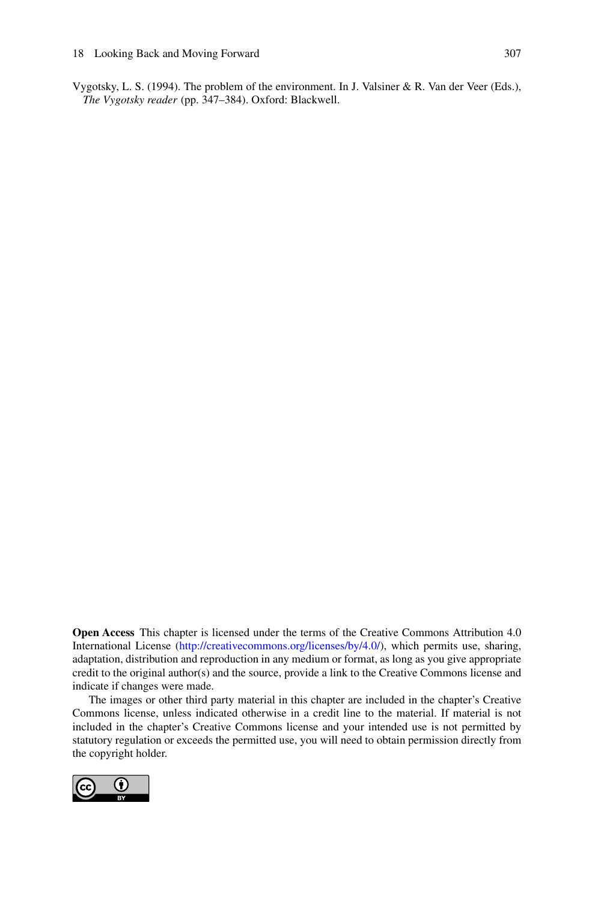Vygotsky, L. S. (1994). The problem of the environment. In J. Valsiner & R. Van der Veer (Eds.), *The Vygotsky reader* (pp. 347–384). Oxford: Blackwell.

**Open Access** This chapter is licensed under the terms of the Creative Commons Attribution 4.0 International License (http://creativecommons.org/licenses/by/4.0/), which permits use, sharing, adaptation, distribution and reproduction in any medium or format, as long as you give appropriate credit to the original author(s) and the source, provide a link to the Creative Commons license and indicate if changes were made.

The images or other third party material in this chapter are included in the chapter's Creative Commons license, unless indicated otherwise in a credit line to the material. If material is not included in the chapter's Creative Commons license and your intended use is not permitted by statutory regulation or exceeds the permitted use, you will need to obtain permission directly from the copyright holder.